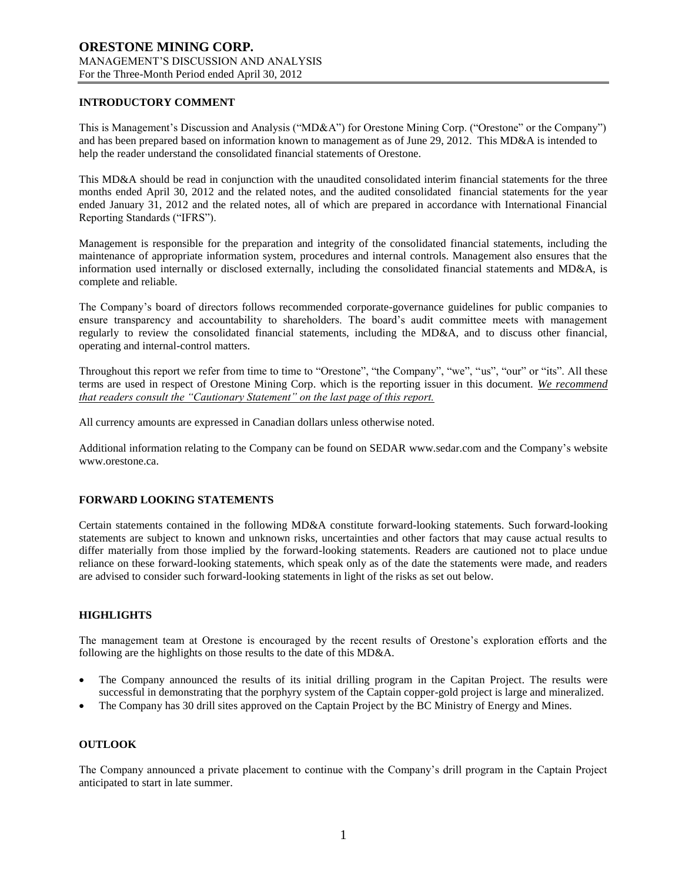# ORESTONE MINING CORP.

MANAGEMENT'S DISCUSSION AND ANALYSIS
For the Three-Month Period ended April 30, 2012

## INTRODUCTORY COMMENT

This is Management's Discussion and Analysis ("MD&A") for Orestone Mining Corp. ("Orestone" or the Company") and has been prepared based on information known to management as of June 29, 2012. This MD&A is intended to help the reader understand the consolidated financial statements of Orestone.

This MD&A should be read in conjunction with the unaudited consolidated interim financial statements for the three months ended April 30, 2012 and the related notes, and the audited consolidated financial statements for the year ended January 31, 2012 and the related notes, all of which are prepared in accordance with International Financial Reporting Standards ("IFRS").

Management is responsible for the preparation and integrity of the consolidated financial statements, including the maintenance of appropriate information system, procedures and internal controls. Management also ensures that the information used internally or disclosed externally, including the consolidated financial statements and MD&A, is complete and reliable.

The Company's board of directors follows recommended corporate-governance guidelines for public companies to ensure transparency and accountability to shareholders. The board's audit committee meets with management regularly to review the consolidated financial statements, including the MD&A, and to discuss other financial, operating and internal-control matters.

Throughout this report we refer from time to time to "Orestone", "the Company", "we", "us", "our" or "its". All these terms are used in respect of Orestone Mining Corp. which is the reporting issuer in this document. *We recommend that readers consult the "Cautionary Statement" on the last page of this report.*

All currency amounts are expressed in Canadian dollars unless otherwise noted.

Additional information relating to the Company can be found on SEDAR www.sedar.com and the Company's website www.orestone.ca.

## FORWARD LOOKING STATEMENTS

Certain statements contained in the following MD&A constitute forward-looking statements. Such forward-looking statements are subject to known and unknown risks, uncertainties and other factors that may cause actual results to differ materially from those implied by the forward-looking statements. Readers are cautioned not to place undue reliance on these forward-looking statements, which speak only as of the date the statements were made, and readers are advised to consider such forward-looking statements in light of the risks as set out below.

## HIGHLIGHTS

The management team at Orestone is encouraged by the recent results of Orestone's exploration efforts and the following are the highlights on those results to the date of this MD&A.

- The Company announced the results of its initial drilling program in the Capitan Project. The results were successful in demonstrating that the porphyry system of the Captain copper-gold project is large and mineralized.
- The Company has 30 drill sites approved on the Captain Project by the BC Ministry of Energy and Mines.

## OUTLOOK

The Company announced a private placement to continue with the Company's drill program in the Captain Project anticipated to start in late summer.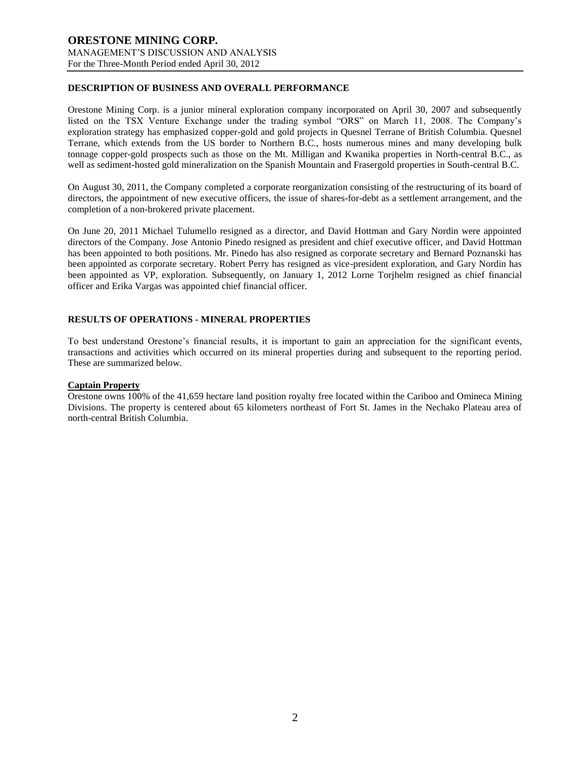## DESCRIPTION OF BUSINESS AND OVERALL PERFORMANCE

Orestone Mining Corp. is a junior mineral exploration company incorporated on April 30, 2007 and subsequently listed on the TSX Venture Exchange under the trading symbol "ORS" on March 11, 2008. The Company's exploration strategy has emphasized copper-gold and gold projects in Quesnel Terrane of British Columbia. Quesnel Terrane, which extends from the US border to Northern B.C., hosts numerous mines and many developing bulk tonnage copper-gold prospects such as those on the Mt. Milligan and Kwanika properties in North-central B.C., as well as sediment-hosted gold mineralization on the Spanish Mountain and Frasergold properties in South-central B.C.

On August 30, 2011, the Company completed a corporate reorganization consisting of the restructuring of its board of directors, the appointment of new executive officers, the issue of shares-for-debt as a settlement arrangement, and the completion of a non-brokered private placement.

On June 20, 2011 Michael Tulumello resigned as a director, and David Hottman and Gary Nordin were appointed directors of the Company. Jose Antonio Pinedo resigned as president and chief executive officer, and David Hottman has been appointed to both positions. Mr. Pinedo has also resigned as corporate secretary and Bernard Poznanski has been appointed as corporate secretary. Robert Perry has resigned as vice-president exploration, and Gary Nordin has been appointed as VP, exploration. Subsequently, on January 1, 2012 Lorne Torjhelm resigned as chief financial officer and Erika Vargas was appointed chief financial officer.

## RESULTS OF OPERATIONS - MINERAL PROPERTIES

To best understand Orestone's financial results, it is important to gain an appreciation for the significant events, transactions and activities which occurred on its mineral properties during and subsequent to the reporting period. These are summarized below.

### Captain Property

Orestone owns 100% of the 41,659 hectare land position royalty free located within the Cariboo and Omineca Mining Divisions. The property is centered about 65 kilometers northeast of Fort St. James in the Nechako Plateau area of north-central British Columbia.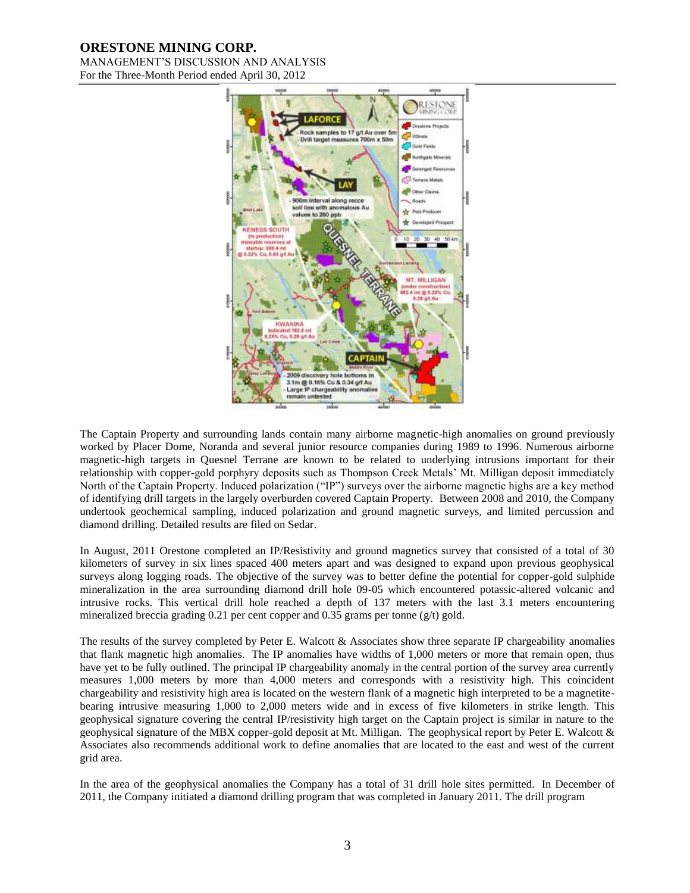The Captain Property and surrounding lands contain many airborne magnetic-high anomalies on ground previously worked by Placer Dome, Noranda and several junior resource companies during 1989 to 1996. Numerous airborne magnetic-high targets in Quesnel Terrane are known to be related to underlying intrusions important for their relationship with copper-gold porphyry deposits such as Thompson Creek Metals' Mt. Milligan deposit immediately North of the Captain Property. Induced polarization ("IP") surveys over the airborne magnetic highs are a key method of identifying drill targets in the largely overburden covered Captain Property. Between 2008 and 2010, the Company undertook geochemical sampling, induced polarization and ground magnetic surveys, and limited percussion and diamond drilling. Detailed results are filed on Sedar.

In August, 2011 Orestone completed an IP/Resistivity and ground magnetics survey that consisted of a total of 30 kilometers of survey in six lines spaced 400 meters apart and was designed to expand upon previous geophysical surveys along logging roads. The objective of the survey was to better define the potential for copper-gold sulphide mineralization in the area surrounding diamond drill hole 09-05 which encountered potassic-altered volcanic and intrusive rocks. This vertical drill hole reached a depth of 137 meters with the last 3.1 meters encountering mineralized breccia grading 0.21 per cent copper and 0.35 grams per tonne (g/t) gold.

The results of the survey completed by Peter E. Walcott & Associates show three separate IP chargeability anomalies that flank magnetic high anomalies. The IP anomalies have widths of 1,000 meters or more that remain open, thus have yet to be fully outlined. The principal IP chargeability anomaly in the central portion of the survey area currently measures 1,000 meters by more than 4,000 meters and corresponds with a resistivity high. This coincident chargeability and resistivity high area is located on the western flank of a magnetic high interpreted to be a magnetite-bearing intrusive measuring 1,000 to 2,000 meters wide and in excess of five kilometers in strike length. This geophysical signature covering the central IP/resistivity high target on the Captain project is similar in nature to the geophysical signature of the MBX copper-gold deposit at Mt. Milligan. The geophysical report by Peter E. Walcott & Associates also recommends additional work to define anomalies that are located to the east and west of the current grid area.

In the area of the geophysical anomalies the Company has a total of 31 drill hole sites permitted. In December of 2011, the Company initiated a diamond drilling program that was completed in January 2011. The drill program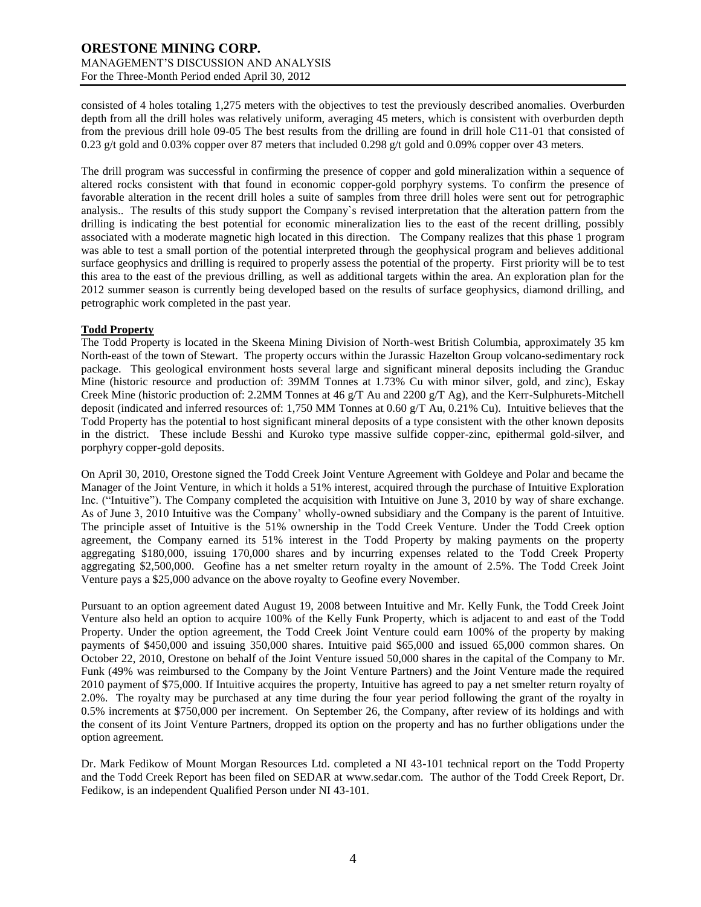consisted of 4 holes totaling 1,275 meters with the objectives to test the previously described anomalies. Overburden depth from all the drill holes was relatively uniform, averaging 45 meters, which is consistent with overburden depth from the previous drill hole 09-05 The best results from the drilling are found in drill hole C11-01 that consisted of 0.23 g/t gold and 0.03% copper over 87 meters that included 0.298 g/t gold and 0.09% copper over 43 meters.

The drill program was successful in confirming the presence of copper and gold mineralization within a sequence of altered rocks consistent with that found in economic copper-gold porphyry systems. To confirm the presence of favorable alteration in the recent drill holes a suite of samples from three drill holes were sent out for petrographic analysis.. The results of this study support the Company`s revised interpretation that the alteration pattern from the drilling is indicating the best potential for economic mineralization lies to the east of the recent drilling, possibly associated with a moderate magnetic high located in this direction. The Company realizes that this phase 1 program was able to test a small portion of the potential interpreted through the geophysical program and believes additional surface geophysics and drilling is required to properly assess the potential of the property. First priority will be to test this area to the east of the previous drilling, as well as additional targets within the area. An exploration plan for the 2012 summer season is currently being developed based on the results of surface geophysics, diamond drilling, and petrographic work completed in the past year.

**Todd Property**

The Todd Property is located in the Skeena Mining Division of North-west British Columbia, approximately 35 km North-east of the town of Stewart. The property occurs within the Jurassic Hazelton Group volcano-sedimentary rock package. This geological environment hosts several large and significant mineral deposits including the Granduc Mine (historic resource and production of: 39MM Tonnes at 1.73% Cu with minor silver, gold, and zinc), Eskay Creek Mine (historic production of: 2.2MM Tonnes at 46 g/T Au and 2200 g/T Ag), and the Kerr-Sulphurets-Mitchell deposit (indicated and inferred resources of: 1,750 MM Tonnes at 0.60 g/T Au, 0.21% Cu). Intuitive believes that the Todd Property has the potential to host significant mineral deposits of a type consistent with the other known deposits in the district. These include Besshi and Kuroko type massive sulfide copper-zinc, epithermal gold-silver, and porphyry copper-gold deposits.

On April 30, 2010, Orestone signed the Todd Creek Joint Venture Agreement with Goldeye and Polar and became the Manager of the Joint Venture, in which it holds a 51% interest, acquired through the purchase of Intuitive Exploration Inc. ("Intuitive"). The Company completed the acquisition with Intuitive on June 3, 2010 by way of share exchange. As of June 3, 2010 Intuitive was the Company' wholly-owned subsidiary and the Company is the parent of Intuitive. The principle asset of Intuitive is the 51% ownership in the Todd Creek Venture. Under the Todd Creek option agreement, the Company earned its 51% interest in the Todd Property by making payments on the property aggregating $180,000, issuing 170,000 shares and by incurring expenses related to the Todd Creek Property aggregating $2,500,000. Geofine has a net smelter return royalty in the amount of 2.5%. The Todd Creek Joint Venture pays a $25,000 advance on the above royalty to Geofine every November.

Pursuant to an option agreement dated August 19, 2008 between Intuitive and Mr. Kelly Funk, the Todd Creek Joint Venture also held an option to acquire 100% of the Kelly Funk Property, which is adjacent to and east of the Todd Property. Under the option agreement, the Todd Creek Joint Venture could earn 100% of the property by making payments of $450,000 and issuing 350,000 shares. Intuitive paid $65,000 and issued 65,000 common shares. On October 22, 2010, Orestone on behalf of the Joint Venture issued 50,000 shares in the capital of the Company to Mr. Funk (49% was reimbursed to the Company by the Joint Venture Partners) and the Joint Venture made the required 2010 payment of $75,000. If Intuitive acquires the property, Intuitive has agreed to pay a net smelter return royalty of 2.0%. The royalty may be purchased at any time during the four year period following the grant of the royalty in 0.5% increments at $750,000 per increment. On September 26, the Company, after review of its holdings and with the consent of its Joint Venture Partners, dropped its option on the property and has no further obligations under the option agreement.

Dr. Mark Fedikow of Mount Morgan Resources Ltd. completed a NI 43-101 technical report on the Todd Property and the Todd Creek Report has been filed on SEDAR at www.sedar.com. The author of the Todd Creek Report, Dr. Fedikow, is an independent Qualified Person under NI 43-101.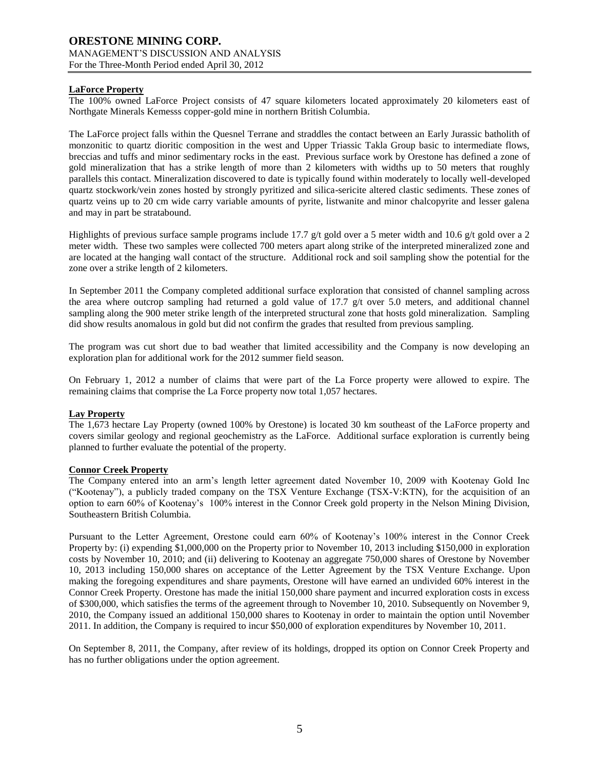### LaForce Property

The 100% owned LaForce Project consists of 47 square kilometers located approximately 20 kilometers east of Northgate Minerals Kemesss copper-gold mine in northern British Columbia.

The LaForce project falls within the Quesnel Terrane and straddles the contact between an Early Jurassic batholith of monzonitic to quartz dioritic composition in the west and Upper Triassic Takla Group basic to intermediate flows, breccias and tuffs and minor sedimentary rocks in the east. Previous surface work by Orestone has defined a zone of gold mineralization that has a strike length of more than 2 kilometers with widths up to 50 meters that roughly parallels this contact. Mineralization discovered to date is typically found within moderately to locally well-developed quartz stockwork/vein zones hosted by strongly pyritized and silica-sericite altered clastic sediments. These zones of quartz veins up to 20 cm wide carry variable amounts of pyrite, listwanite and minor chalcopyrite and lesser galena and may in part be stratabound.

Highlights of previous surface sample programs include 17.7 g/t gold over a 5 meter width and 10.6 g/t gold over a 2 meter width. These two samples were collected 700 meters apart along strike of the interpreted mineralized zone and are located at the hanging wall contact of the structure. Additional rock and soil sampling show the potential for the zone over a strike length of 2 kilometers.

In September 2011 the Company completed additional surface exploration that consisted of channel sampling across the area where outcrop sampling had returned a gold value of 17.7 g/t over 5.0 meters, and additional channel sampling along the 900 meter strike length of the interpreted structural zone that hosts gold mineralization. Sampling did show results anomalous in gold but did not confirm the grades that resulted from previous sampling.

The program was cut short due to bad weather that limited accessibility and the Company is now developing an exploration plan for additional work for the 2012 summer field season.

On February 1, 2012 a number of claims that were part of the La Force property were allowed to expire. The remaining claims that comprise the La Force property now total 1,057 hectares.

### Lay Property

The 1,673 hectare Lay Property (owned 100% by Orestone) is located 30 km southeast of the LaForce property and covers similar geology and regional geochemistry as the LaForce. Additional surface exploration is currently being planned to further evaluate the potential of the property.

### Connor Creek Property

The Company entered into an arm's length letter agreement dated November 10, 2009 with Kootenay Gold Inc ("Kootenay"), a publicly traded company on the TSX Venture Exchange (TSX-V:KTN), for the acquisition of an option to earn 60% of Kootenay's 100% interest in the Connor Creek gold property in the Nelson Mining Division, Southeastern British Columbia.

Pursuant to the Letter Agreement, Orestone could earn 60% of Kootenay's 100% interest in the Connor Creek Property by: (i) expending $1,000,000 on the Property prior to November 10, 2013 including $150,000 in exploration costs by November 10, 2010; and (ii) delivering to Kootenay an aggregate 750,000 shares of Orestone by November 10, 2013 including 150,000 shares on acceptance of the Letter Agreement by the TSX Venture Exchange. Upon making the foregoing expenditures and share payments, Orestone will have earned an undivided 60% interest in the Connor Creek Property. Orestone has made the initial 150,000 share payment and incurred exploration costs in excess of $300,000, which satisfies the terms of the agreement through to November 10, 2010. Subsequently on November 9, 2010, the Company issued an additional 150,000 shares to Kootenay in order to maintain the option until November 2011. In addition, the Company is required to incur $50,000 of exploration expenditures by November 10, 2011.

On September 8, 2011, the Company, after review of its holdings, dropped its option on Connor Creek Property and has no further obligations under the option agreement.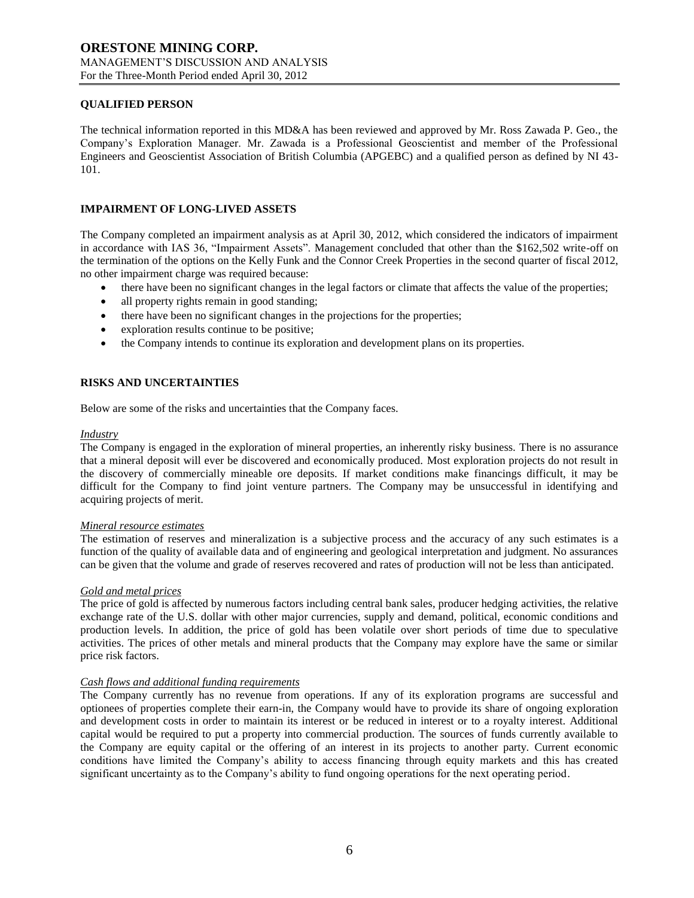## QUALIFIED PERSON

The technical information reported in this MD&A has been reviewed and approved by Mr. Ross Zawada P. Geo., the Company's Exploration Manager. Mr. Zawada is a Professional Geoscientist and member of the Professional Engineers and Geoscientist Association of British Columbia (APGEBC) and a qualified person as defined by NI 43-101.

## IMPAIRMENT OF LONG-LIVED ASSETS

The Company completed an impairment analysis as at April 30, 2012, which considered the indicators of impairment in accordance with IAS 36, "Impairment Assets". Management concluded that other than the $162,502 write-off on the termination of the options on the Kelly Funk and the Connor Creek Properties in the second quarter of fiscal 2012, no other impairment charge was required because:

- there have been no significant changes in the legal factors or climate that affects the value of the properties;
- all property rights remain in good standing;
- there have been no significant changes in the projections for the properties;
- exploration results continue to be positive;
- the Company intends to continue its exploration and development plans on its properties.

## RISKS AND UNCERTAINTIES

Below are some of the risks and uncertainties that the Company faces.

*Industry*

The Company is engaged in the exploration of mineral properties, an inherently risky business. There is no assurance that a mineral deposit will ever be discovered and economically produced. Most exploration projects do not result in the discovery of commercially mineable ore deposits. If market conditions make financings difficult, it may be difficult for the Company to find joint venture partners. The Company may be unsuccessful in identifying and acquiring projects of merit.

*Mineral resource estimates*

The estimation of reserves and mineralization is a subjective process and the accuracy of any such estimates is a function of the quality of available data and of engineering and geological interpretation and judgment. No assurances can be given that the volume and grade of reserves recovered and rates of production will not be less than anticipated.

*Gold and metal prices*

The price of gold is affected by numerous factors including central bank sales, producer hedging activities, the relative exchange rate of the U.S. dollar with other major currencies, supply and demand, political, economic conditions and production levels. In addition, the price of gold has been volatile over short periods of time due to speculative activities. The prices of other metals and mineral products that the Company may explore have the same or similar price risk factors.

*Cash flows and additional funding requirements*

The Company currently has no revenue from operations. If any of its exploration programs are successful and optionees of properties complete their earn-in, the Company would have to provide its share of ongoing exploration and development costs in order to maintain its interest or be reduced in interest or to a royalty interest. Additional capital would be required to put a property into commercial production. The sources of funds currently available to the Company are equity capital or the offering of an interest in its projects to another party. Current economic conditions have limited the Company's ability to access financing through equity markets and this has created significant uncertainty as to the Company's ability to fund ongoing operations for the next operating period.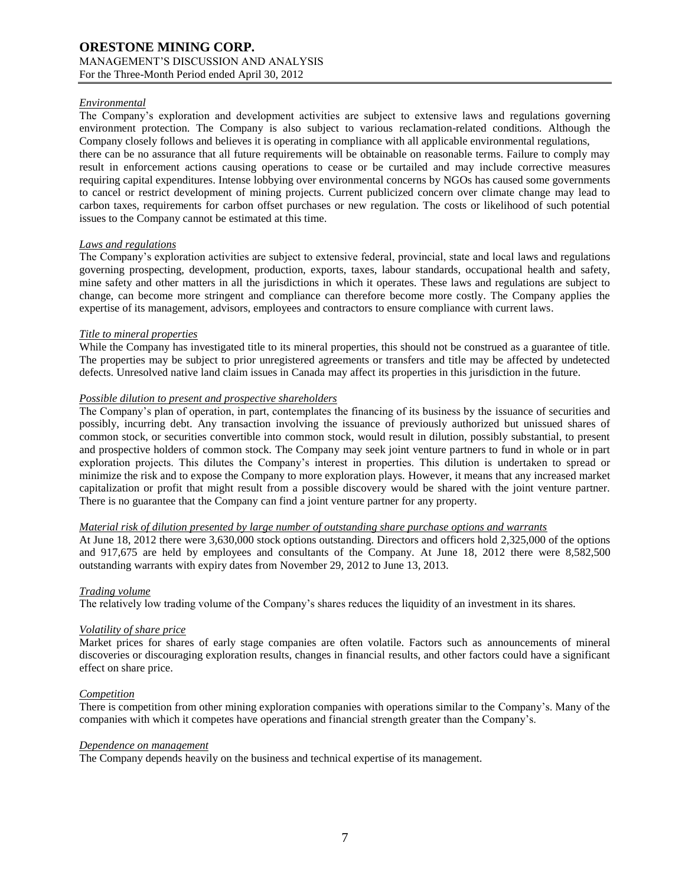*Environmental*

The Company's exploration and development activities are subject to extensive laws and regulations governing environment protection. The Company is also subject to various reclamation-related conditions. Although the Company closely follows and believes it is operating in compliance with all applicable environmental regulations, there can be no assurance that all future requirements will be obtainable on reasonable terms. Failure to comply may result in enforcement actions causing operations to cease or be curtailed and may include corrective measures requiring capital expenditures. Intense lobbying over environmental concerns by NGOs has caused some governments to cancel or restrict development of mining projects. Current publicized concern over climate change may lead to carbon taxes, requirements for carbon offset purchases or new regulation. The costs or likelihood of such potential issues to the Company cannot be estimated at this time.

*Laws and regulations*

The Company's exploration activities are subject to extensive federal, provincial, state and local laws and regulations governing prospecting, development, production, exports, taxes, labour standards, occupational health and safety, mine safety and other matters in all the jurisdictions in which it operates. These laws and regulations are subject to change, can become more stringent and compliance can therefore become more costly. The Company applies the expertise of its management, advisors, employees and contractors to ensure compliance with current laws.

*Title to mineral properties*

While the Company has investigated title to its mineral properties, this should not be construed as a guarantee of title. The properties may be subject to prior unregistered agreements or transfers and title may be affected by undetected defects. Unresolved native land claim issues in Canada may affect its properties in this jurisdiction in the future.

*Possible dilution to present and prospective shareholders*

The Company's plan of operation, in part, contemplates the financing of its business by the issuance of securities and possibly, incurring debt. Any transaction involving the issuance of previously authorized but unissued shares of common stock, or securities convertible into common stock, would result in dilution, possibly substantial, to present and prospective holders of common stock. The Company may seek joint venture partners to fund in whole or in part exploration projects. This dilutes the Company's interest in properties. This dilution is undertaken to spread or minimize the risk and to expose the Company to more exploration plays. However, it means that any increased market capitalization or profit that might result from a possible discovery would be shared with the joint venture partner. There is no guarantee that the Company can find a joint venture partner for any property.

*Material risk of dilution presented by large number of outstanding share purchase options and warrants*

At June 18, 2012 there were 3,630,000 stock options outstanding. Directors and officers hold 2,325,000 of the options and 917,675 are held by employees and consultants of the Company. At June 18, 2012 there were 8,582,500 outstanding warrants with expiry dates from November 29, 2012 to June 13, 2013.

*Trading volume*

The relatively low trading volume of the Company's shares reduces the liquidity of an investment in its shares.

*Volatility of share price*

Market prices for shares of early stage companies are often volatile. Factors such as announcements of mineral discoveries or discouraging exploration results, changes in financial results, and other factors could have a significant effect on share price.

*Competition*

There is competition from other mining exploration companies with operations similar to the Company's. Many of the companies with which it competes have operations and financial strength greater than the Company's.

*Dependence on management*

The Company depends heavily on the business and technical expertise of its management.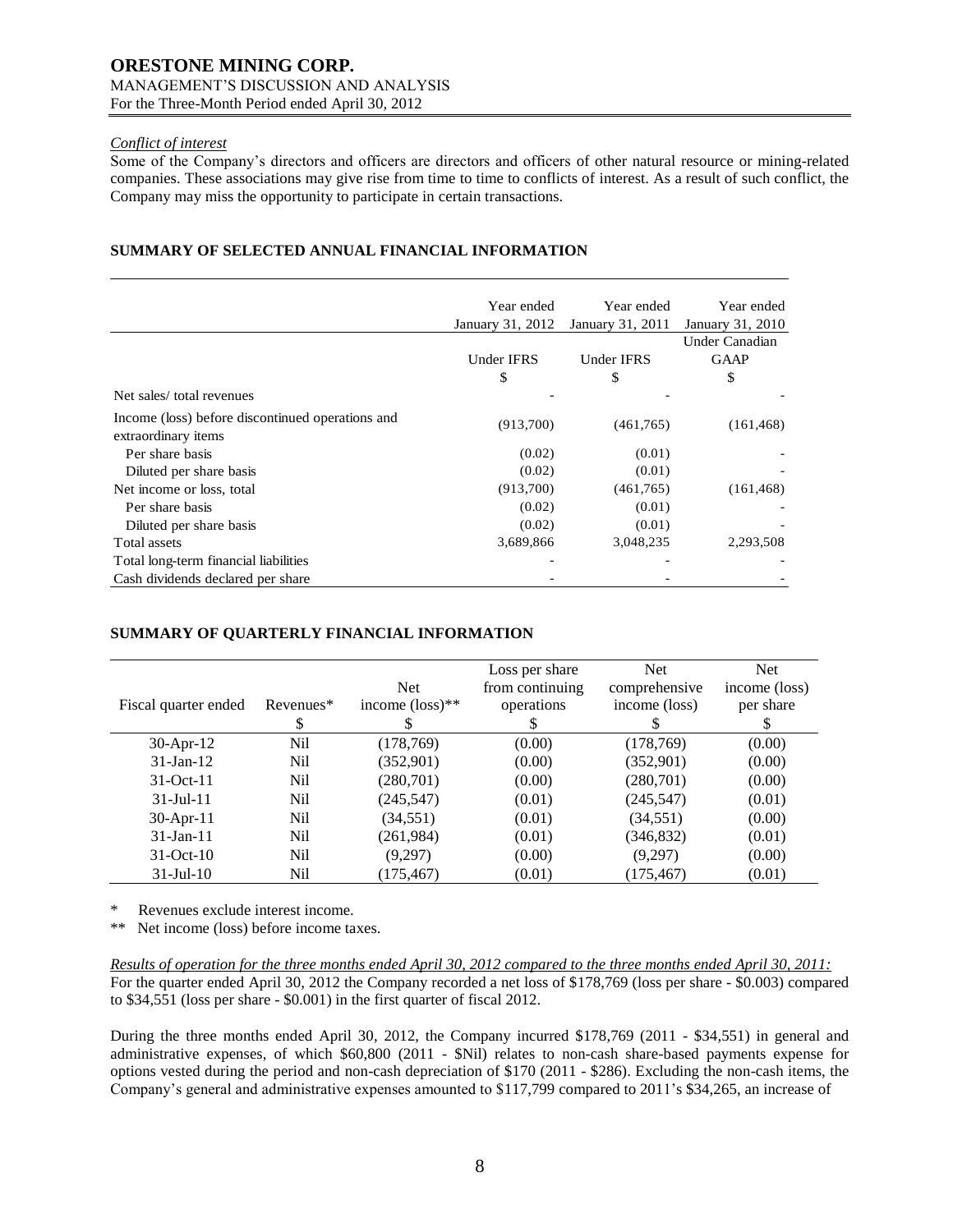*Conflict of interest*

Some of the Company's directors and officers are directors and officers of other natural resource or mining-related companies. These associations may give rise from time to time to conflicts of interest. As a result of such conflict, the Company may miss the opportunity to participate in certain transactions.

## SUMMARY OF SELECTED ANNUAL FINANCIAL INFORMATION

| | Year ended January 31, 2012 | Year ended January 31, 2011 | Year ended January 31, 2010 |
|---|---|---|---|
| | Under IFRS | Under IFRS | Under Canadian GAAP |
| | $ | $ | $ |
| Net sales/ total revenues | - | - | - |
| Income (loss) before discontinued operations and extraordinary items | (913,700) | (461,765) | (161,468) |
| Per share basis | (0.02) | (0.01) | - |
| Diluted per share basis | (0.02) | (0.01) | - |
| Net income or loss, total | (913,700) | (461,765) | (161,468) |
| Per share basis | (0.02) | (0.01) | - |
| Diluted per share basis | (0.02) | (0.01) | - |
| Total assets | 3,689,866 | 3,048,235 | 2,293,508 |
| Total long-term financial liabilities | - | - | - |
| Cash dividends declared per share | - | - | - |

## SUMMARY OF QUARTERLY FINANCIAL INFORMATION

| Fiscal quarter ended | Revenues* | Net income (loss)** | Loss per share from continuing operations | Net comprehensive income (loss) | Net income (loss) per share |
|---|---|---|---|---|---|
| | $ | $ | $ | $ | $ |
| 30-Apr-12 | Nil | (178,769) | (0.00) | (178,769) | (0.00) |
| 31-Jan-12 | Nil | (352,901) | (0.00) | (352,901) | (0.00) |
| 31-Oct-11 | Nil | (280,701) | (0.00) | (280,701) | (0.00) |
| 31-Jul-11 | Nil | (245,547) | (0.01) | (245,547) | (0.01) |
| 30-Apr-11 | Nil | (34,551) | (0.01) | (34,551) | (0.00) |
| 31-Jan-11 | Nil | (261,984) | (0.01) | (346,832) | (0.01) |
| 31-Oct-10 | Nil | (9,297) | (0.00) | (9,297) | (0.00) |
| 31-Jul-10 | Nil | (175,467) | (0.01) | (175,467) | (0.01) |

\* Revenues exclude interest income.

\** Net income (loss) before income taxes.

*Results of operation for the three months ended April 30, 2012 compared to the three months ended April 30, 2011:*

For the quarter ended April 30, 2012 the Company recorded a net loss of $178,769 (loss per share - $0.003) compared to $34,551 (loss per share - $0.001) in the first quarter of fiscal 2012.

During the three months ended April 30, 2012, the Company incurred $178,769 (2011 - $34,551) in general and administrative expenses, of which $60,800 (2011 - $Nil) relates to non-cash share-based payments expense for options vested during the period and non-cash depreciation of $170 (2011 - $286). Excluding the non-cash items, the Company's general and administrative expenses amounted to $117,799 compared to 2011's $34,265, an increase of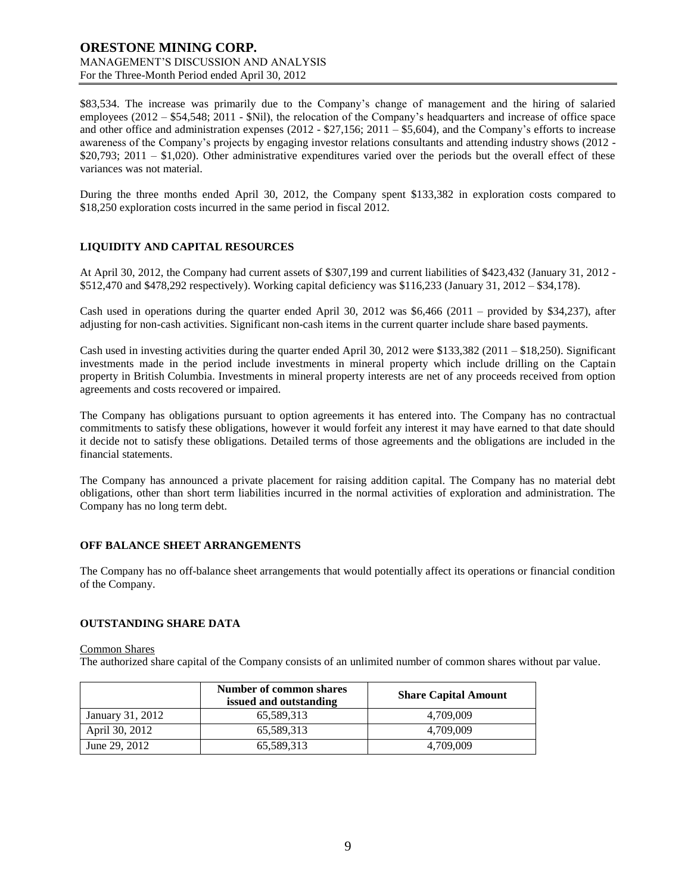$83,534. The increase was primarily due to the Company's change of management and the hiring of salaried employees (2012 – $54,548; 2011 - $Nil), the relocation of the Company's headquarters and increase of office space and other office and administration expenses (2012 - $27,156; 2011 – $5,604), and the Company's efforts to increase awareness of the Company's projects by engaging investor relations consultants and attending industry shows (2012 - $20,793; 2011 – $1,020). Other administrative expenditures varied over the periods but the overall effect of these variances was not material.

During the three months ended April 30, 2012, the Company spent $133,382 in exploration costs compared to $18,250 exploration costs incurred in the same period in fiscal 2012.

## LIQUIDITY AND CAPITAL RESOURCES

At April 30, 2012, the Company had current assets of $307,199 and current liabilities of $423,432 (January 31, 2012 - $512,470 and $478,292 respectively). Working capital deficiency was $116,233 (January 31, 2012 – $34,178).

Cash used in operations during the quarter ended April 30, 2012 was $6,466 (2011 – provided by $34,237), after adjusting for non-cash activities. Significant non-cash items in the current quarter include share based payments.

Cash used in investing activities during the quarter ended April 30, 2012 were $133,382 (2011 – $18,250). Significant investments made in the period include investments in mineral property which include drilling on the Captain property in British Columbia. Investments in mineral property interests are net of any proceeds received from option agreements and costs recovered or impaired.

The Company has obligations pursuant to option agreements it has entered into. The Company has no contractual commitments to satisfy these obligations, however it would forfeit any interest it may have earned to that date should it decide not to satisfy these obligations. Detailed terms of those agreements and the obligations are included in the financial statements.

The Company has announced a private placement for raising addition capital. The Company has no material debt obligations, other than short term liabilities incurred in the normal activities of exploration and administration. The Company has no long term debt.

## OFF BALANCE SHEET ARRANGEMENTS

The Company has no off-balance sheet arrangements that would potentially affect its operations or financial condition of the Company.

## OUTSTANDING SHARE DATA

Common Shares

The authorized share capital of the Company consists of an unlimited number of common shares without par value.

| | Number of common shares issued and outstanding | Share Capital Amount |
|---|---|---|
| January 31, 2012 | 65,589,313 | 4,709,009 |
| April 30, 2012 | 65,589,313 | 4,709,009 |
| June 29, 2012 | 65,589,313 | 4,709,009 |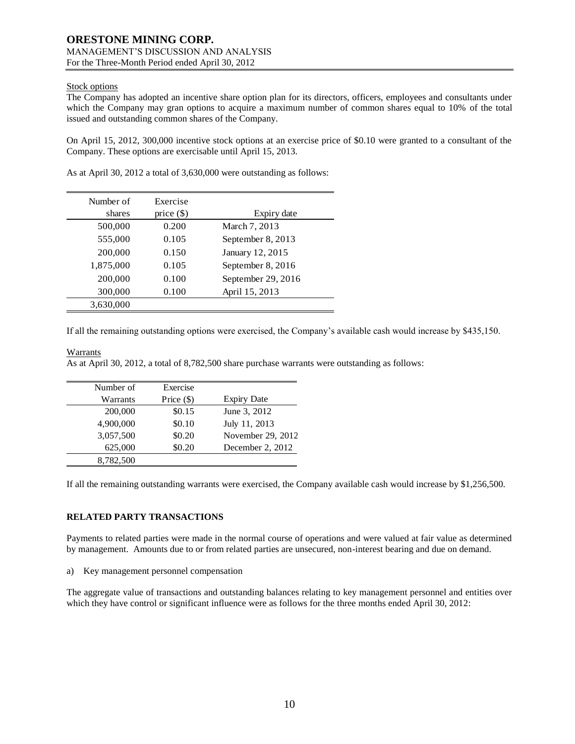Stock options

The Company has adopted an incentive share option plan for its directors, officers, employees and consultants under which the Company may gran options to acquire a maximum number of common shares equal to 10% of the total issued and outstanding common shares of the Company.

On April 15, 2012, 300,000 incentive stock options at an exercise price of $0.10 were granted to a consultant of the Company. These options are exercisable until April 15, 2013.

As at April 30, 2012 a total of 3,630,000 were outstanding as follows:

| Number of shares | Exercise price ($) | Expiry date |
|---|---|---|
| 500,000 | 0.200 | March 7, 2013 |
| 555,000 | 0.105 | September 8, 2013 |
| 200,000 | 0.150 | January 12, 2015 |
| 1,875,000 | 0.105 | September 8, 2016 |
| 200,000 | 0.100 | September 29, 2016 |
| 300,000 | 0.100 | April 15, 2013 |
| 3,630,000 | | |

If all the remaining outstanding options were exercised, the Company's available cash would increase by $435,150.

Warrants

As at April 30, 2012, a total of 8,782,500 share purchase warrants were outstanding as follows:

| Number of Warrants | Exercise Price ($) | Expiry Date |
|---|---|---|
| 200,000 | $0.15 | June 3, 2012 |
| 4,900,000 | $0.10 | July 11, 2013 |
| 3,057,500 | $0.20 | November 29, 2012 |
| 625,000 | $0.20 | December 2, 2012 |
| 8,782,500 | | |

If all the remaining outstanding warrants were exercised, the Company available cash would increase by $1,256,500.

## RELATED PARTY TRANSACTIONS

Payments to related parties were made in the normal course of operations and were valued at fair value as determined by management. Amounts due to or from related parties are unsecured, non-interest bearing and due on demand.

a) Key management personnel compensation

The aggregate value of transactions and outstanding balances relating to key management personnel and entities over which they have control or significant influence were as follows for the three months ended April 30, 2012: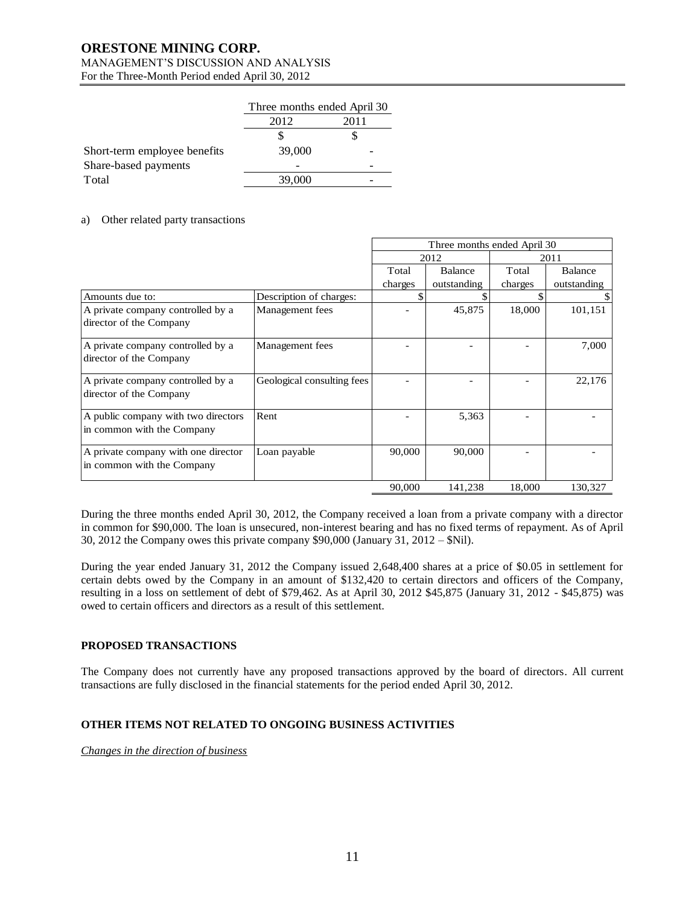| | Three months ended April 30 | |
|---|---|---|
| | 2012 | 2011 |
| | $ | $ |
| Short-term employee benefits | 39,000 | - |
| Share-based payments | - | - |
| Total | 39,000 | - |

a) Other related party transactions

| | | Three months ended April 30 | | | |
|---|---|---|---|---|---|
| | | 2012 | | 2011 | |
| | | Total charges | Balance outstanding | Total charges | Balance outstanding |
| Amounts due to: | Description of charges: | $ | $ | $ | $ |
| A private company controlled by a director of the Company | Management fees | - | 45,875 | 18,000 | 101,151 |
| A private company controlled by a director of the Company | Management fees | - | - | - | 7,000 |
| A private company controlled by a director of the Company | Geological consulting fees | - | - | - | 22,176 |
| A public company with two directors in common with the Company | Rent | - | 5,363 | - | - |
| A private company with one director in common with the Company | Loan payable | 90,000 | 90,000 | - | - |
| | | 90,000 | 141,238 | 18,000 | 130,327 |

During the three months ended April 30, 2012, the Company received a loan from a private company with a director in common for $90,000. The loan is unsecured, non-interest bearing and has no fixed terms of repayment. As of April 30, 2012 the Company owes this private company $90,000 (January 31, 2012 – $Nil).

During the year ended January 31, 2012 the Company issued 2,648,400 shares at a price of $0.05 in settlement for certain debts owed by the Company in an amount of $132,420 to certain directors and officers of the Company, resulting in a loss on settlement of debt of $79,462. As at April 30, 2012 $45,875 (January 31, 2012 - $45,875) was owed to certain officers and directors as a result of this settlement.

## PROPOSED TRANSACTIONS

The Company does not currently have any proposed transactions approved by the board of directors. All current transactions are fully disclosed in the financial statements for the period ended April 30, 2012.

## OTHER ITEMS NOT RELATED TO ONGOING BUSINESS ACTIVITIES

*Changes in the direction of business*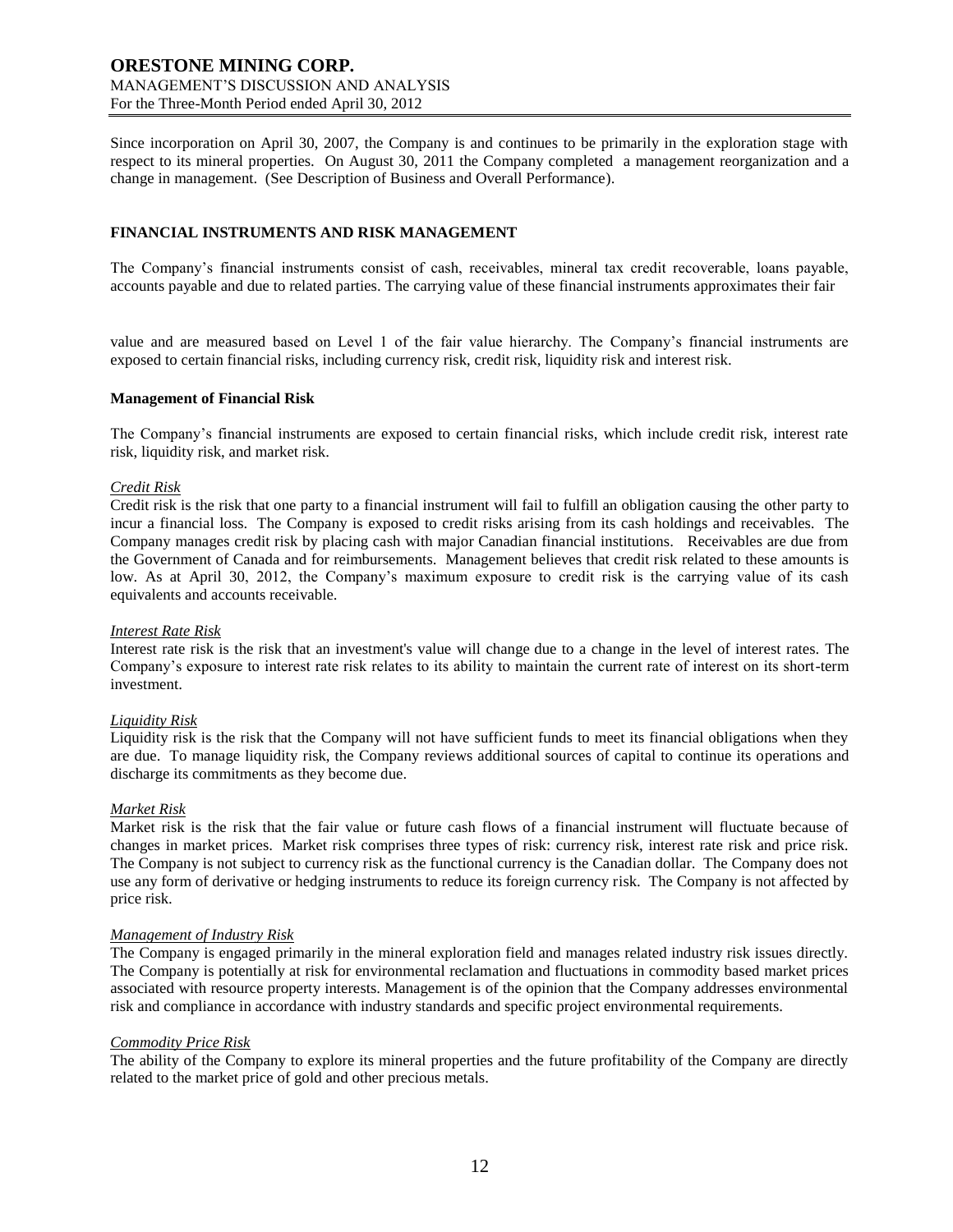Since incorporation on April 30, 2007, the Company is and continues to be primarily in the exploration stage with respect to its mineral properties. On August 30, 2011 the Company completed a management reorganization and a change in management. (See Description of Business and Overall Performance).

## FINANCIAL INSTRUMENTS AND RISK MANAGEMENT

The Company's financial instruments consist of cash, receivables, mineral tax credit recoverable, loans payable, accounts payable and due to related parties. The carrying value of these financial instruments approximates their fair value and are measured based on Level 1 of the fair value hierarchy. The Company's financial instruments are exposed to certain financial risks, including currency risk, credit risk, liquidity risk and interest risk.

### Management of Financial Risk

The Company's financial instruments are exposed to certain financial risks, which include credit risk, interest rate risk, liquidity risk, and market risk.

*Credit Risk*
Credit risk is the risk that one party to a financial instrument will fail to fulfill an obligation causing the other party to incur a financial loss. The Company is exposed to credit risks arising from its cash holdings and receivables. The Company manages credit risk by placing cash with major Canadian financial institutions. Receivables are due from the Government of Canada and for reimbursements. Management believes that credit risk related to these amounts is low. As at April 30, 2012, the Company's maximum exposure to credit risk is the carrying value of its cash equivalents and accounts receivable.

*Interest Rate Risk*
Interest rate risk is the risk that an investment's value will change due to a change in the level of interest rates. The Company's exposure to interest rate risk relates to its ability to maintain the current rate of interest on its short-term investment.

*Liquidity Risk*
Liquidity risk is the risk that the Company will not have sufficient funds to meet its financial obligations when they are due. To manage liquidity risk, the Company reviews additional sources of capital to continue its operations and discharge its commitments as they become due.

*Market Risk*
Market risk is the risk that the fair value or future cash flows of a financial instrument will fluctuate because of changes in market prices. Market risk comprises three types of risk: currency risk, interest rate risk and price risk. The Company is not subject to currency risk as the functional currency is the Canadian dollar. The Company does not use any form of derivative or hedging instruments to reduce its foreign currency risk. The Company is not affected by price risk.

*Management of Industry Risk*
The Company is engaged primarily in the mineral exploration field and manages related industry risk issues directly. The Company is potentially at risk for environmental reclamation and fluctuations in commodity based market prices associated with resource property interests. Management is of the opinion that the Company addresses environmental risk and compliance in accordance with industry standards and specific project environmental requirements.

*Commodity Price Risk*
The ability of the Company to explore its mineral properties and the future profitability of the Company are directly related to the market price of gold and other precious metals.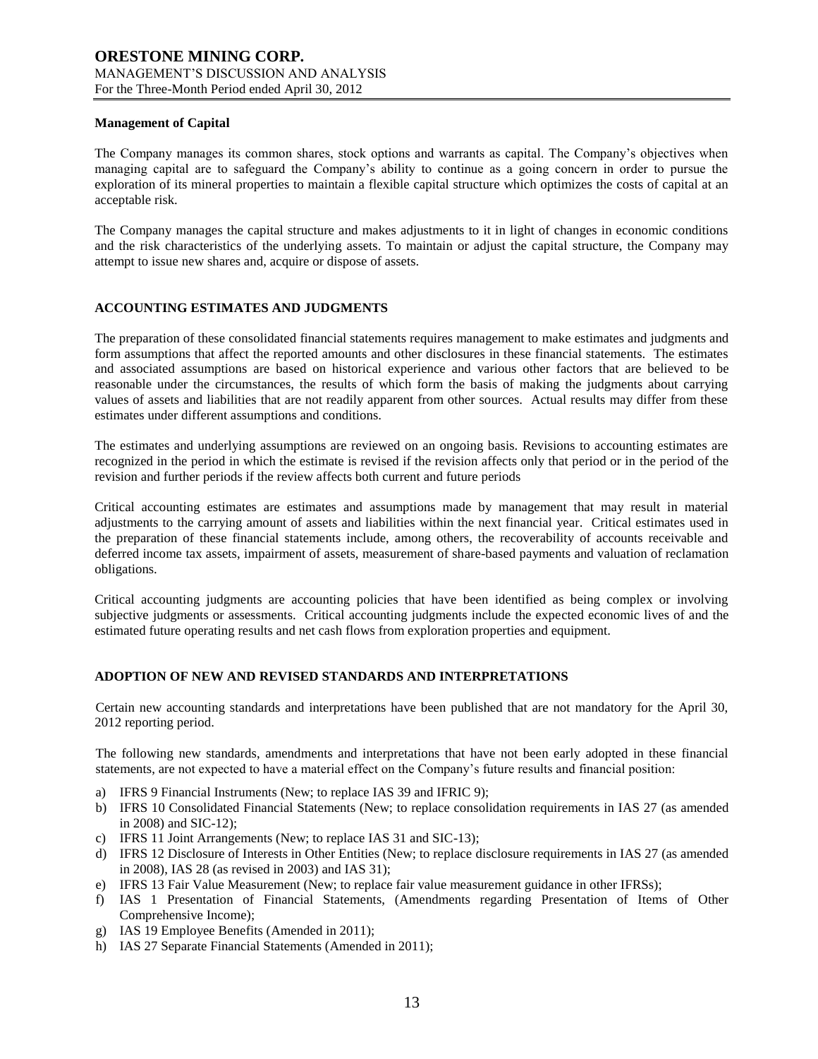#### Management of Capital

The Company manages its common shares, stock options and warrants as capital. The Company's objectives when managing capital are to safeguard the Company's ability to continue as a going concern in order to pursue the exploration of its mineral properties to maintain a flexible capital structure which optimizes the costs of capital at an acceptable risk.

The Company manages the capital structure and makes adjustments to it in light of changes in economic conditions and the risk characteristics of the underlying assets. To maintain or adjust the capital structure, the Company may attempt to issue new shares and, acquire or dispose of assets.

## ACCOUNTING ESTIMATES AND JUDGMENTS

The preparation of these consolidated financial statements requires management to make estimates and judgments and form assumptions that affect the reported amounts and other disclosures in these financial statements. The estimates and associated assumptions are based on historical experience and various other factors that are believed to be reasonable under the circumstances, the results of which form the basis of making the judgments about carrying values of assets and liabilities that are not readily apparent from other sources. Actual results may differ from these estimates under different assumptions and conditions.

The estimates and underlying assumptions are reviewed on an ongoing basis. Revisions to accounting estimates are recognized in the period in which the estimate is revised if the revision affects only that period or in the period of the revision and further periods if the review affects both current and future periods

Critical accounting estimates are estimates and assumptions made by management that may result in material adjustments to the carrying amount of assets and liabilities within the next financial year. Critical estimates used in the preparation of these financial statements include, among others, the recoverability of accounts receivable and deferred income tax assets, impairment of assets, measurement of share-based payments and valuation of reclamation obligations.

Critical accounting judgments are accounting policies that have been identified as being complex or involving subjective judgments or assessments. Critical accounting judgments include the expected economic lives of and the estimated future operating results and net cash flows from exploration properties and equipment.

## ADOPTION OF NEW AND REVISED STANDARDS AND INTERPRETATIONS

Certain new accounting standards and interpretations have been published that are not mandatory for the April 30, 2012 reporting period.

The following new standards, amendments and interpretations that have not been early adopted in these financial statements, are not expected to have a material effect on the Company's future results and financial position:

a) IFRS 9 Financial Instruments (New; to replace IAS 39 and IFRIC 9);
b) IFRS 10 Consolidated Financial Statements (New; to replace consolidation requirements in IAS 27 (as amended in 2008) and SIC-12);
c) IFRS 11 Joint Arrangements (New; to replace IAS 31 and SIC-13);
d) IFRS 12 Disclosure of Interests in Other Entities (New; to replace disclosure requirements in IAS 27 (as amended in 2008), IAS 28 (as revised in 2003) and IAS 31);
e) IFRS 13 Fair Value Measurement (New; to replace fair value measurement guidance in other IFRSs);
f) IAS 1 Presentation of Financial Statements, (Amendments regarding Presentation of Items of Other Comprehensive Income);
g) IAS 19 Employee Benefits (Amended in 2011);
h) IAS 27 Separate Financial Statements (Amended in 2011);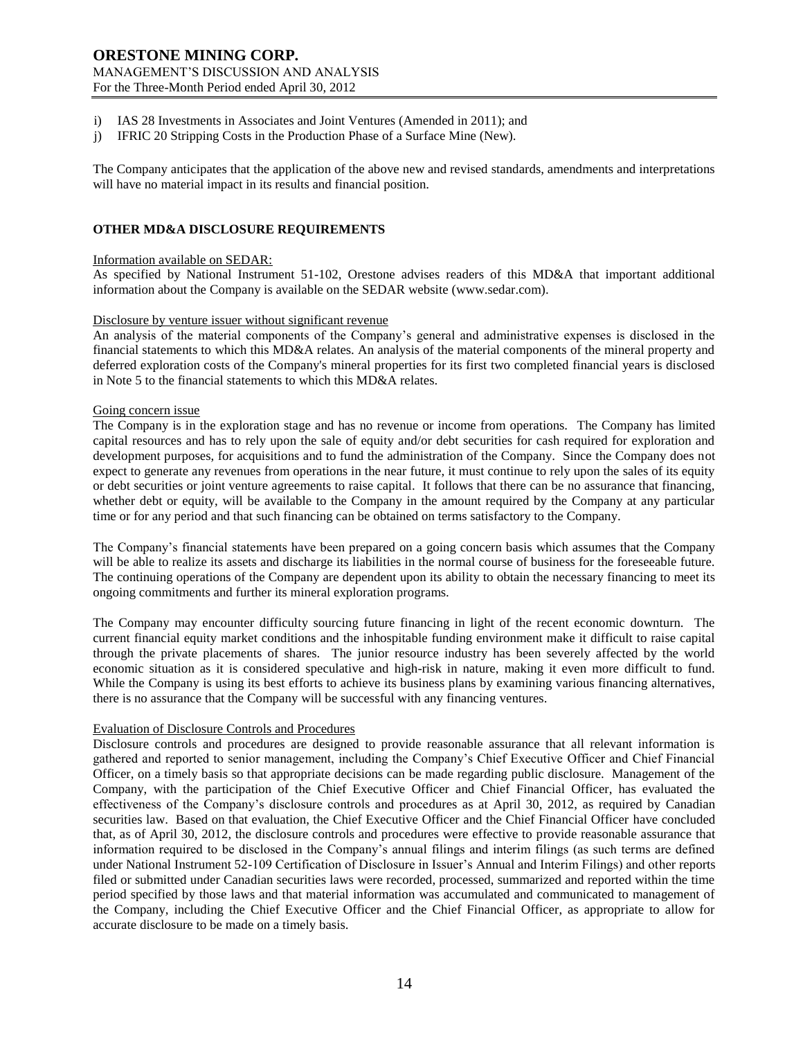i) IAS 28 Investments in Associates and Joint Ventures (Amended in 2011); and
j) IFRIC 20 Stripping Costs in the Production Phase of a Surface Mine (New).

The Company anticipates that the application of the above new and revised standards, amendments and interpretations will have no material impact in its results and financial position.

## OTHER MD&A DISCLOSURE REQUIREMENTS

Information available on SEDAR:

As specified by National Instrument 51-102, Orestone advises readers of this MD&A that important additional information about the Company is available on the SEDAR website (www.sedar.com).

Disclosure by venture issuer without significant revenue

An analysis of the material components of the Company's general and administrative expenses is disclosed in the financial statements to which this MD&A relates. An analysis of the material components of the mineral property and deferred exploration costs of the Company's mineral properties for its first two completed financial years is disclosed in Note 5 to the financial statements to which this MD&A relates.

Going concern issue

The Company is in the exploration stage and has no revenue or income from operations. The Company has limited capital resources and has to rely upon the sale of equity and/or debt securities for cash required for exploration and development purposes, for acquisitions and to fund the administration of the Company. Since the Company does not expect to generate any revenues from operations in the near future, it must continue to rely upon the sales of its equity or debt securities or joint venture agreements to raise capital. It follows that there can be no assurance that financing, whether debt or equity, will be available to the Company in the amount required by the Company at any particular time or for any period and that such financing can be obtained on terms satisfactory to the Company.

The Company's financial statements have been prepared on a going concern basis which assumes that the Company will be able to realize its assets and discharge its liabilities in the normal course of business for the foreseeable future. The continuing operations of the Company are dependent upon its ability to obtain the necessary financing to meet its ongoing commitments and further its mineral exploration programs.

The Company may encounter difficulty sourcing future financing in light of the recent economic downturn. The current financial equity market conditions and the inhospitable funding environment make it difficult to raise capital through the private placements of shares. The junior resource industry has been severely affected by the world economic situation as it is considered speculative and high-risk in nature, making it even more difficult to fund. While the Company is using its best efforts to achieve its business plans by examining various financing alternatives, there is no assurance that the Company will be successful with any financing ventures.

Evaluation of Disclosure Controls and Procedures

Disclosure controls and procedures are designed to provide reasonable assurance that all relevant information is gathered and reported to senior management, including the Company's Chief Executive Officer and Chief Financial Officer, on a timely basis so that appropriate decisions can be made regarding public disclosure. Management of the Company, with the participation of the Chief Executive Officer and Chief Financial Officer, has evaluated the effectiveness of the Company's disclosure controls and procedures as at April 30, 2012, as required by Canadian securities law. Based on that evaluation, the Chief Executive Officer and the Chief Financial Officer have concluded that, as of April 30, 2012, the disclosure controls and procedures were effective to provide reasonable assurance that information required to be disclosed in the Company's annual filings and interim filings (as such terms are defined under National Instrument 52-109 Certification of Disclosure in Issuer's Annual and Interim Filings) and other reports filed or submitted under Canadian securities laws were recorded, processed, summarized and reported within the time period specified by those laws and that material information was accumulated and communicated to management of the Company, including the Chief Executive Officer and the Chief Financial Officer, as appropriate to allow for accurate disclosure to be made on a timely basis.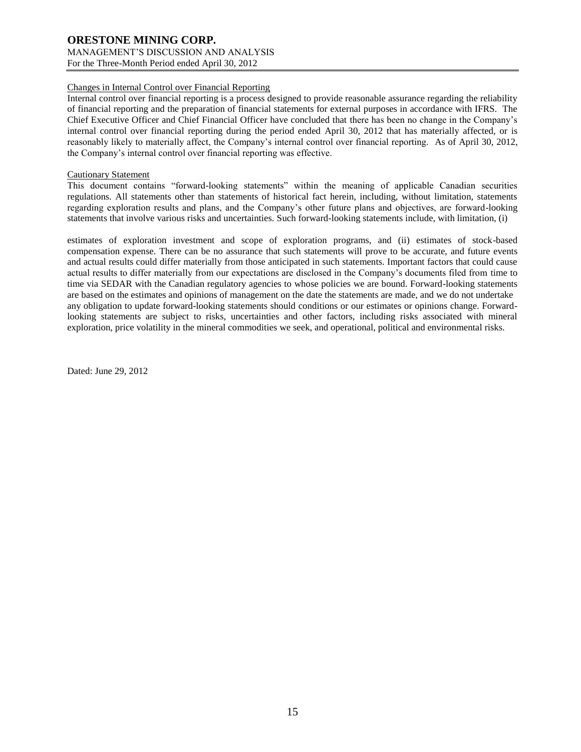### Changes in Internal Control over Financial Reporting

Internal control over financial reporting is a process designed to provide reasonable assurance regarding the reliability of financial reporting and the preparation of financial statements for external purposes in accordance with IFRS. The Chief Executive Officer and Chief Financial Officer have concluded that there has been no change in the Company's internal control over financial reporting during the period ended April 30, 2012 that has materially affected, or is reasonably likely to materially affect, the Company's internal control over financial reporting. As of April 30, 2012, the Company's internal control over financial reporting was effective.

### Cautionary Statement

This document contains "forward-looking statements" within the meaning of applicable Canadian securities regulations. All statements other than statements of historical fact herein, including, without limitation, statements regarding exploration results and plans, and the Company's other future plans and objectives, are forward-looking statements that involve various risks and uncertainties. Such forward-looking statements include, with limitation, (i) estimates of exploration investment and scope of exploration programs, and (ii) estimates of stock-based compensation expense. There can be no assurance that such statements will prove to be accurate, and future events and actual results could differ materially from those anticipated in such statements. Important factors that could cause actual results to differ materially from our expectations are disclosed in the Company's documents filed from time to time via SEDAR with the Canadian regulatory agencies to whose policies we are bound. Forward-looking statements are based on the estimates and opinions of management on the date the statements are made, and we do not undertake any obligation to update forward-looking statements should conditions or our estimates or opinions change. Forward-looking statements are subject to risks, uncertainties and other factors, including risks associated with mineral exploration, price volatility in the mineral commodities we seek, and operational, political and environmental risks.

Dated: June 29, 2012